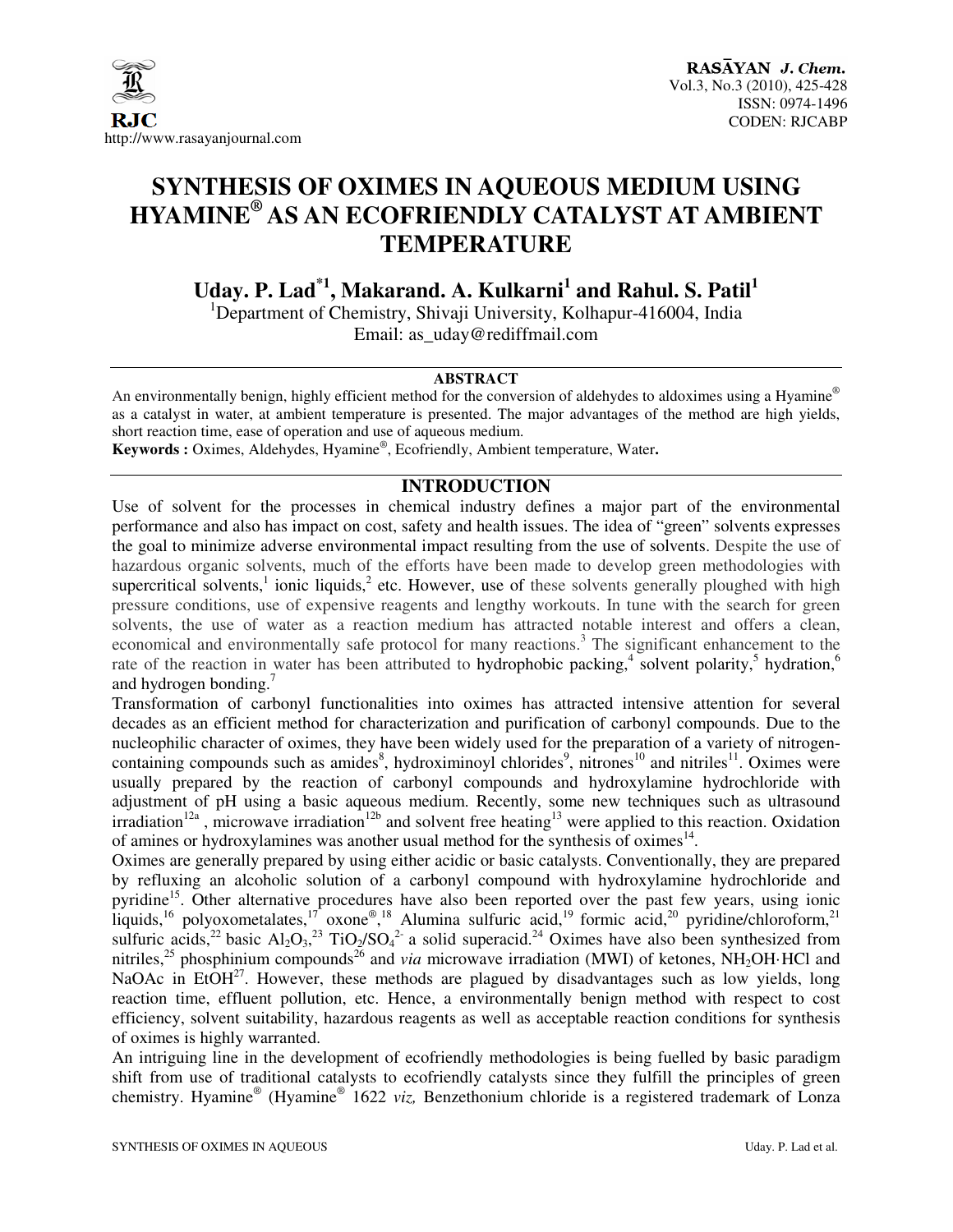# SYNTHESIS OF OXIMES IN AQUEOUS MEDIUM USING HYAMINE® AS AN ECOFRIENDLY CATALYST AT AMBIENT TEMPERATURE

**Uday. P. Lad[*1], Makarand. A. Kulkarni[1] and Rahul. S. Patil[1]**

[1]Department of Chemistry, Shivaji University, Kolhapur-416004, India
Email: as_uday@rediffmail.com

## ABSTRACT

An environmentally benign, highly efficient method for the conversion of aldehydes to aldoximes using a Hyamine® as a catalyst in water, at ambient temperature is presented. The major advantages of the method are high yields, short reaction time, ease of operation and use of aqueous medium.

**Keywords :** Oximes, Aldehydes, Hyamine®, Ecofriendly, Ambient temperature, Water**.**

## INTRODUCTION

Use of solvent for the processes in chemical industry defines a major part of the environmental performance and also has impact on cost, safety and health issues. The idea of "green" solvents expresses the goal to minimize adverse environmental impact resulting from the use of solvents. Despite the use of hazardous organic solvents, much of the efforts have been made to develop green methodologies with supercritical solvents,[1] ionic liquids,[2] etc. However, use of these solvents generally ploughed with high pressure conditions, use of expensive reagents and lengthy workouts. In tune with the search for green solvents, the use of water as a reaction medium has attracted notable interest and offers a clean, economical and environmentally safe protocol for many reactions.[3] The significant enhancement to the rate of the reaction in water has been attributed to hydrophobic packing,[4] solvent polarity,[5] hydration,[6] and hydrogen bonding.[7]

Transformation of carbonyl functionalities into oximes has attracted intensive attention for several decades as an efficient method for characterization and purification of carbonyl compounds. Due to the nucleophilic character of oximes, they have been widely used for the preparation of a variety of nitrogen-containing compounds such as amides[8], hydroximinoyl chlorides[9], nitrones[10] and nitriles[11]. Oximes were usually prepared by the reaction of carbonyl compounds and hydroxylamine hydrochloride with adjustment of pH using a basic aqueous medium. Recently, some new techniques such as ultrasound irradiation[12a], microwave irradiation[12b] and solvent free heating[13] were applied to this reaction. Oxidation of amines or hydroxylamines was another usual method for the synthesis of oximes[14].

Oximes are generally prepared by using either acidic or basic catalysts. Conventionally, they are prepared by refluxing an alcoholic solution of a carbonyl compound with hydroxylamine hydrochloride and pyridine[15]. Other alternative procedures have also been reported over the past few years, using ionic liquids,[16] polyoxometalates,[17] oxone®,[18] Alumina sulfuric acid,[19] formic acid,[20] pyridine/chloroform,[21] sulfuric acids,[22] basic $Al_2O_3$,[23] $TiO_2/SO_4^{2-}$ a solid superacid.[24] Oximes have also been synthesized from nitriles,[25] phosphinium compounds[26] and *via* microwave irradiation (MWI) of ketones, $NH_2OH{\cdot}HCl$ and NaOAc in EtOH[27]. However, these methods are plagued by disadvantages such as low yields, long reaction time, effluent pollution, etc. Hence, a environmentally benign method with respect to cost efficiency, solvent suitability, hazardous reagents as well as acceptable reaction conditions for synthesis of oximes is highly warranted.

An intriguing line in the development of ecofriendly methodologies is being fuelled by basic paradigm shift from use of traditional catalysts to ecofriendly catalysts since they fulfill the principles of green chemistry. Hyamine® (Hyamine® 1622 *viz,* Benzethonium chloride is a registered trademark of Lonza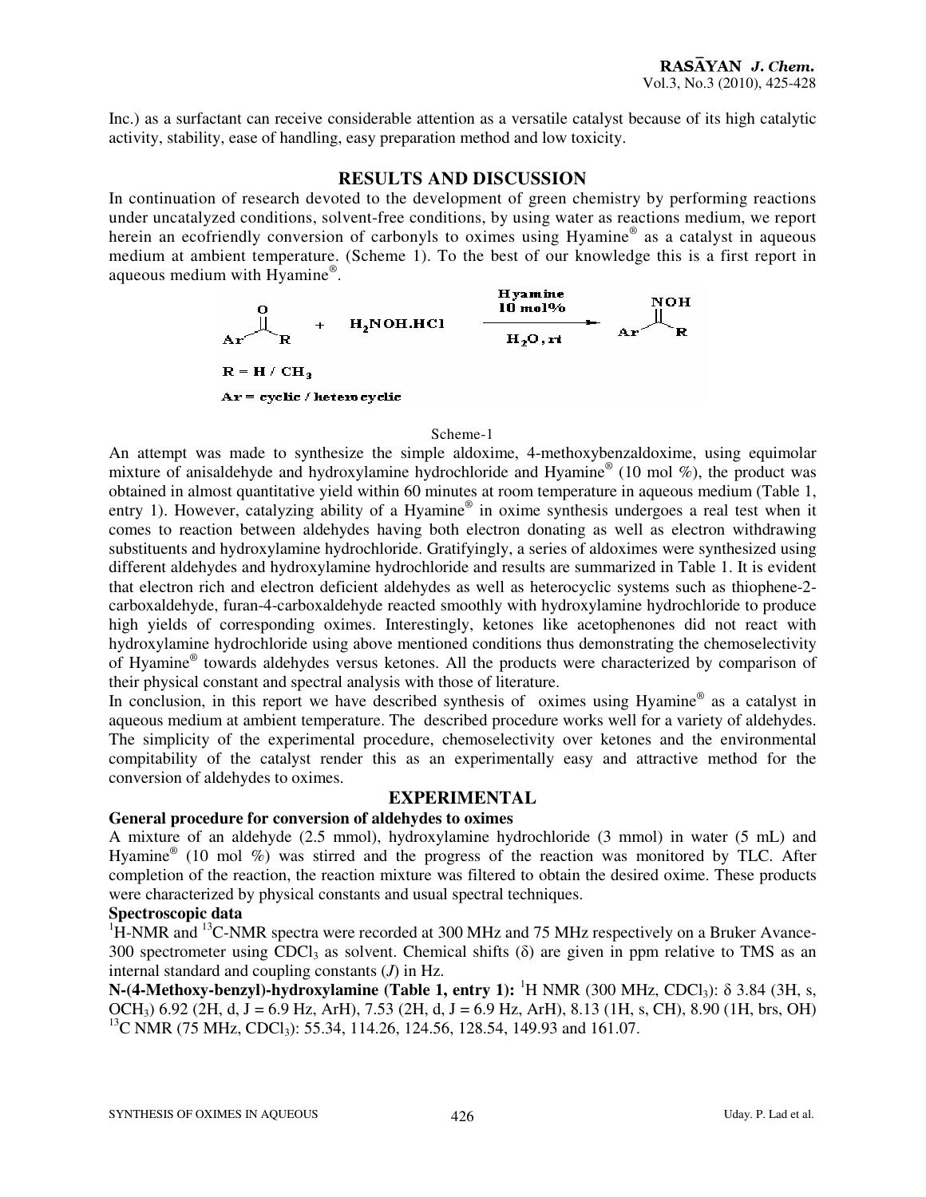Inc.) as a surfactant can receive considerable attention as a versatile catalyst because of its high catalytic activity, stability, ease of handling, easy preparation method and low toxicity.

## RESULTS AND DISCUSSION

In continuation of research devoted to the development of green chemistry by performing reactions under uncatalyzed conditions, solvent-free conditions, by using water as reactions medium, we report herein an ecofriendly conversion of carbonyls to oximes using Hyamine® as a catalyst in aqueous medium at ambient temperature. (Scheme 1). To the best of our knowledge this is a first report in aqueous medium with Hyamine®.

$$\text{ArC(O)R} + H_2NOH.HCl \xrightarrow[H_2O,\ rt]{\text{Hyamine } 10\ mol\%} \text{ArC(=NOH)R}$$

R = H / $CH_3$

Ar = cyclic / heterocyclic

Scheme-1

An attempt was made to synthesize the simple aldoxime, 4-methoxybenzaldoxime, using equimolar mixture of anisaldehyde and hydroxylamine hydrochloride and Hyamine® (10 mol %), the product was obtained in almost quantitative yield within 60 minutes at room temperature in aqueous medium (Table 1, entry 1). However, catalyzing ability of a Hyamine® in oxime synthesis undergoes a real test when it comes to reaction between aldehydes having both electron donating as well as electron withdrawing substituents and hydroxylamine hydrochloride. Gratifyingly, a series of aldoximes were synthesized using different aldehydes and hydroxylamine hydrochloride and results are summarized in Table 1. It is evident that electron rich and electron deficient aldehydes as well as heterocyclic systems such as thiophene-2-carboxaldehyde, furan-4-carboxaldehyde reacted smoothly with hydroxylamine hydrochloride to produce high yields of corresponding oximes. Interestingly, ketones like acetophenones did not react with hydroxylamine hydrochloride using above mentioned conditions thus demonstrating the chemoselectivity of Hyamine® towards aldehydes versus ketones. All the products were characterized by comparison of their physical constant and spectral analysis with those of literature.

In conclusion, in this report we have described synthesis of oximes using Hyamine® as a catalyst in aqueous medium at ambient temperature. The described procedure works well for a variety of aldehydes. The simplicity of the experimental procedure, chemoselectivity over ketones and the environmental compitability of the catalyst render this as an experimentally easy and attractive method for the conversion of aldehydes to oximes.

## EXPERIMENTAL

### General procedure for conversion of aldehydes to oximes

A mixture of an aldehyde (2.5 mmol), hydroxylamine hydrochloride (3 mmol) in water (5 mL) and Hyamine® (10 mol %) was stirred and the progress of the reaction was monitored by TLC. After completion of the reaction, the reaction mixture was filtered to obtain the desired oxime. These products were characterized by physical constants and usual spectral techniques.

### Spectroscopic data

$^1$H-NMR and $^{13}$C-NMR spectra were recorded at 300 MHz and 75 MHz respectively on a Bruker Avance-300 spectrometer using $CDCl_3$ as solvent. Chemical shifts ($\delta$) are given in ppm relative to TMS as an internal standard and coupling constants (*J*) in Hz.

**N-(4-Methoxy-benzyl)-hydroxylamine (Table 1, entry 1):** $^1$H NMR (300 MHz, $CDCl_3$): $\delta$ 3.84 (3H, s, $OCH_3$) 6.92 (2H, d, J = 6.9 Hz, ArH), 7.53 (2H, d, J = 6.9 Hz, ArH), 8.13 (1H, s, CH), 8.90 (1H, brs, OH) $^{13}$C NMR (75 MHz, $CDCl_3$): 55.34, 114.26, 124.56, 128.54, 149.93 and 161.07.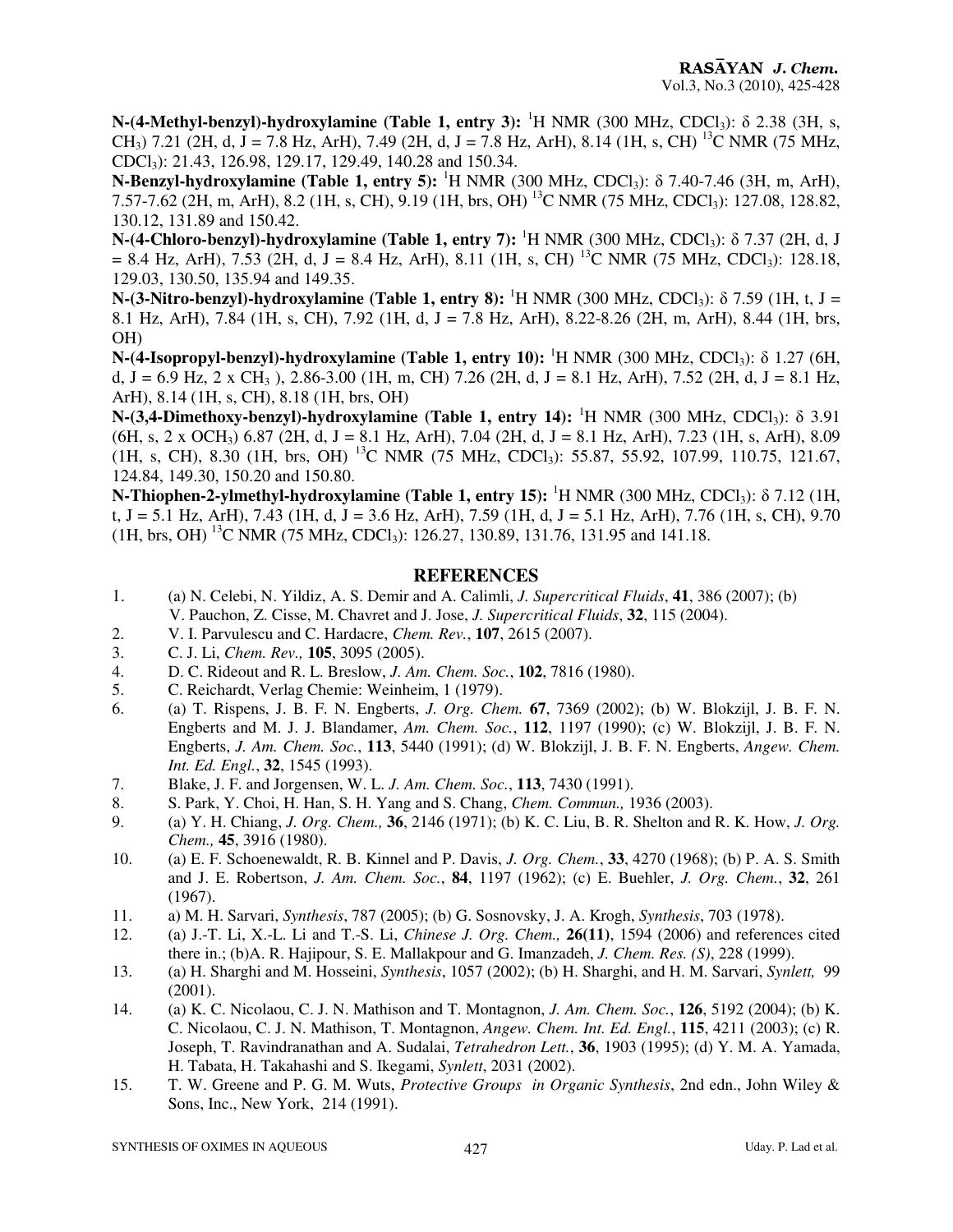**N-(4-Methyl-benzyl)-hydroxylamine (Table 1, entry 3):** $^1$H NMR (300 MHz, $CDCl_3$): δ 2.38 (3H, s, $CH_3$) 7.21 (2H, d, J = 7.8 Hz, ArH), 7.49 (2H, d, J = 7.8 Hz, ArH), 8.14 (1H, s, CH) $^{13}$C NMR (75 MHz, $CDCl_3$): 21.43, 126.98, 129.17, 129.49, 140.28 and 150.34.

**N-Benzyl-hydroxylamine (Table 1, entry 5):** $^1$H NMR (300 MHz, $CDCl_3$): δ 7.40-7.46 (3H, m, ArH), 7.57-7.62 (2H, m, ArH), 8.2 (1H, s, CH), 9.19 (1H, brs, OH) $^{13}$C NMR (75 MHz, $CDCl_3$): 127.08, 128.82, 130.12, 131.89 and 150.42.

**N-(4-Chloro-benzyl)-hydroxylamine (Table 1, entry 7):** $^1$H NMR (300 MHz, $CDCl_3$): δ 7.37 (2H, d, J = 8.4 Hz, ArH), 7.53 (2H, d, J = 8.4 Hz, ArH), 8.11 (1H, s, CH) $^{13}$C NMR (75 MHz, $CDCl_3$): 128.18, 129.03, 130.50, 135.94 and 149.35.

**N-(3-Nitro-benzyl)-hydroxylamine (Table 1, entry 8):** $^1$H NMR (300 MHz, $CDCl_3$): δ 7.59 (1H, t, J = 8.1 Hz, ArH), 7.84 (1H, s, CH), 7.92 (1H, d, J = 7.8 Hz, ArH), 8.22-8.26 (2H, m, ArH), 8.44 (1H, brs, OH)

**N-(4-Isopropyl-benzyl)-hydroxylamine (Table 1, entry 10):** $^1$H NMR (300 MHz, $CDCl_3$): δ 1.27 (6H, d, J = 6.9 Hz, 2 x $CH_3$ ), 2.86-3.00 (1H, m, CH) 7.26 (2H, d, J = 8.1 Hz, ArH), 7.52 (2H, d, J = 8.1 Hz, ArH), 8.14 (1H, s, CH), 8.18 (1H, brs, OH)

**N-(3,4-Dimethoxy-benzyl)-hydroxylamine (Table 1, entry 14):** $^1$H NMR (300 MHz, $CDCl_3$): δ 3.91 (6H, s, 2 x $OCH_3$) 6.87 (2H, d, J = 8.1 Hz, ArH), 7.04 (2H, d, J = 8.1 Hz, ArH), 7.23 (1H, s, ArH), 8.09 (1H, s, CH), 8.30 (1H, brs, OH) $^{13}$C NMR (75 MHz, $CDCl_3$): 55.87, 55.92, 107.99, 110.75, 121.67, 124.84, 149.30, 150.20 and 150.80.

**N-Thiophen-2-ylmethyl-hydroxylamine (Table 1, entry 15):** $^1$H NMR (300 MHz, $CDCl_3$): δ 7.12 (1H, t, J = 5.1 Hz, ArH), 7.43 (1H, d, J = 3.6 Hz, ArH), 7.59 (1H, d, J = 5.1 Hz, ArH), 7.76 (1H, s, CH), 9.70 (1H, brs, OH) $^{13}$C NMR (75 MHz, $CDCl_3$): 126.27, 130.89, 131.76, 131.95 and 141.18.

## REFERENCES

1. (a) N. Celebi, N. Yildiz, A. S. Demir and A. Calimli, *J. Supercritical Fluids*, **41**, 386 (2007); (b) V. Pauchon, Z. Cisse, M. Chavret and J. Jose, *J. Supercritical Fluids*, **32**, 115 (2004).
2. V. I. Parvulescu and C. Hardacre, *Chem. Rev.*, **107**, 2615 (2007).
3. C. J. Li, *Chem. Rev.,* **105**, 3095 (2005).
4. D. C. Rideout and R. L. Breslow, *J. Am. Chem. Soc.*, **102**, 7816 (1980).
5. C. Reichardt, Verlag Chemie: Weinheim, 1 (1979).
6. (a) T. Rispens, J. B. F. N. Engberts, *J. Org. Chem.* **67**, 7369 (2002); (b) W. Blokzijl, J. B. F. N. Engberts and M. J. J. Blandamer, *Am. Chem. Soc.*, **112**, 1197 (1990); (c) W. Blokzijl, J. B. F. N. Engberts, *J. Am. Chem. Soc.*, **113**, 5440 (1991); (d) W. Blokzijl, J. B. F. N. Engberts, *Angew. Chem. Int. Ed. Engl.*, **32**, 1545 (1993).
7. Blake, J. F. and Jorgensen, W. L. *J. Am. Chem. Soc.*, **113**, 7430 (1991).
8. S. Park, Y. Choi, H. Han, S. H. Yang and S. Chang, *Chem. Commun.,* 1936 (2003).
9. (a) Y. H. Chiang, *J. Org. Chem.,* **36**, 2146 (1971); (b) K. C. Liu, B. R. Shelton and R. K. How, *J. Org. Chem.,* **45**, 3916 (1980).
10. (a) E. F. Schoenewaldt, R. B. Kinnel and P. Davis, *J. Org. Chem.*, **33**, 4270 (1968); (b) P. A. S. Smith and J. E. Robertson, *J. Am. Chem. Soc.*, **84**, 1197 (1962); (c) E. Buehler, *J. Org. Chem.*, **32**, 261 (1967).
11. a) M. H. Sarvari, *Synthesis*, 787 (2005); (b) G. Sosnovsky, J. A. Krogh, *Synthesis*, 703 (1978).
12. (a) J.-T. Li, X.-L. Li and T.-S. Li, *Chinese J. Org. Chem.,* **26(11)**, 1594 (2006) and references cited there in.; (b)A. R. Hajipour, S. E. Mallakpour and G. Imanzadeh, *J. Chem. Res. (S)*, 228 (1999).
13. (a) H. Sharghi and M. Hosseini, *Synthesis*, 1057 (2002); (b) H. Sharghi, and H. M. Sarvari, *Synlett,* 99 (2001).
14. (a) K. C. Nicolaou, C. J. N. Mathison and T. Montagnon, *J. Am. Chem. Soc.*, **126**, 5192 (2004); (b) K. C. Nicolaou, C. J. N. Mathison, T. Montagnon, *Angew. Chem. Int. Ed. Engl.*, **115**, 4211 (2003); (c) R. Joseph, T. Ravindranathan and A. Sudalai, *Tetrahedron Lett.*, **36**, 1903 (1995); (d) Y. M. A. Yamada, H. Tabata, H. Takahashi and S. Ikegami, *Synlett*, 2031 (2002).
15. T. W. Greene and P. G. M. Wuts, *Protective Groups in Organic Synthesis*, 2nd edn., John Wiley & Sons, Inc., New York, 214 (1991).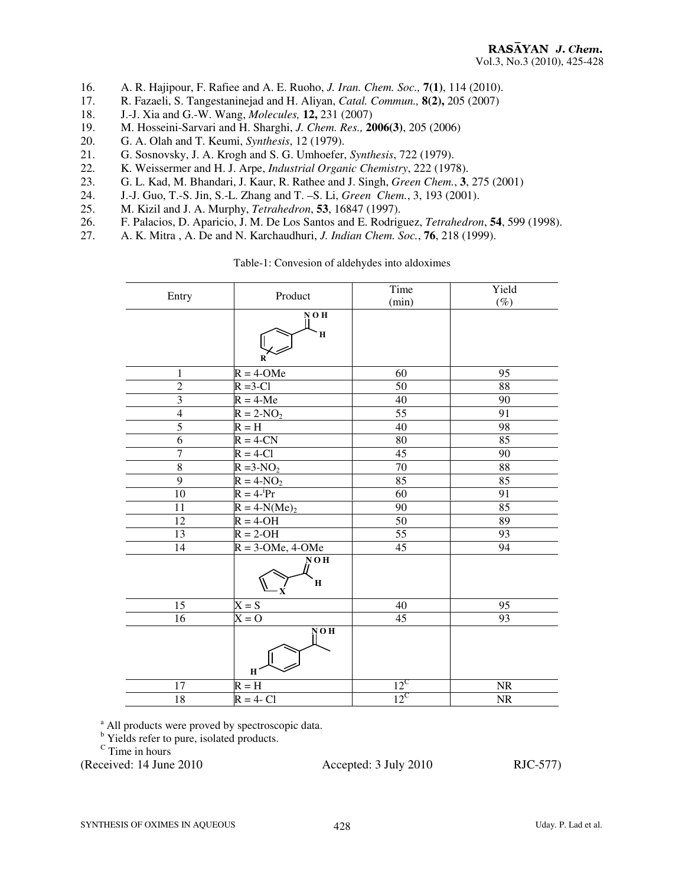16. A. R. Hajipour, F. Rafiee and A. E. Ruoho, *J. Iran. Chem. Soc.,* **7(1)**, 114 (2010).
17. R. Fazaeli, S. Tangestaninejad and H. Aliyan, *Catal. Commun.,* **8(2),** 205 (2007)
18. J.-J. Xia and G.-W. Wang, *Molecules,* **12,** 231 (2007)
19. M. Hosseini-Sarvari and H. Sharghi, *J. Chem. Res.,* **2006(3)**, 205 (2006)
20. G. A. Olah and T. Keumi, *Synthesis*, 12 (1979).
21. G. Sosnovsky, J. A. Krogh and S. G. Umhoefer, *Synthesis*, 722 (1979).
22. K. Weissermer and H. J. Arpe, *Industrial Organic Chemistry*, 222 (1978).
23. G. L. Kad, M. Bhandari, J. Kaur, R. Rathee and J. Singh, *Green Chem.*, **3**, 275 (2001)
24. J.-J. Guo, T.-S. Jin, S.-L. Zhang and T. –S. Li, *Green Chem.*, 3, 193 (2001).
25. M. Kizil and J. A. Murphy, *Tetrahedron*, **53**, 16847 (1997).
26. F. Palacios, D. Aparicio, J. M. De Los Santos and E. Rodriguez, *Tetrahedron*, **54**, 599 (1998).
27. A. K. Mitra , A. De and N. Karchaudhuri, *J. Indian Chem. Soc.*, **76**, 218 (1999).

Table-1: Convesion of aldehydes into aldoximes

| Entry | Product | Time (min) | Yield (%) |
|---|---|---|---|
| | (R-substituted benzaldoxime) | | |
| 1 | R = 4-OMe | 60 | 95 |
| 2 | R =3-Cl | 50 | 88 |
| 3 | R = 4-Me | 40 | 90 |
| 4 | R = 2-$NO_2$ | 55 | 91 |
| 5 | R = H | 40 | 98 |
| 6 | R = 4-CN | 80 | 85 |
| 7 | R = 4-Cl | 45 | 90 |
| 8 | R =3-$NO_2$ | 70 | 88 |
| 9 | R = 4-$NO_2$ | 85 | 85 |
| 10 | R = 4-$^i$Pr | 60 | 91 |
| 11 | R = 4-$N(Me)_2$ | 90 | 85 |
| 12 | R = 4-OH | 50 | 89 |
| 13 | R = 2-OH | 55 | 93 |
| 14 | R = 3-OMe, 4-OMe | 45 | 94 |
| | (2-heteroaryl aldoxime, X) | | |
| 15 | X = S | 40 | 95 |
| 16 | X = O | 45 | 93 |
| | (acetophenone oxime) | | |
| 17 | R = H | 12[C] | NR |
| 18 | R = 4- Cl | 12[C] | NR |

[a] All products were proved by spectroscopic data.

[b] Yields refer to pure, isolated products.

[C] Time in hours

(Received: 14 June 2010 Accepted: 3 July 2010 RJC-577)